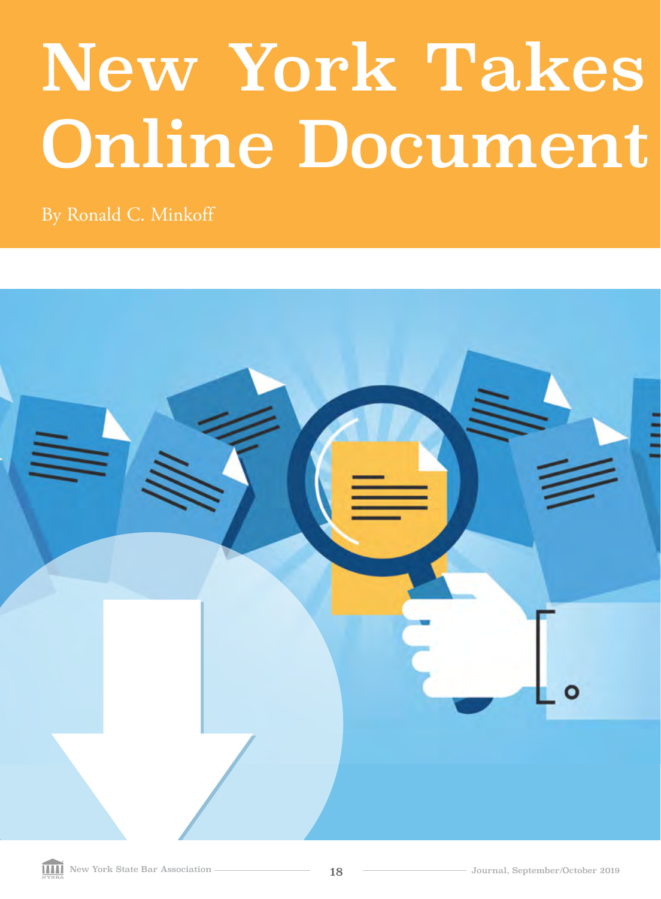# New York Takes Online Document

By Ronald C. Minkoff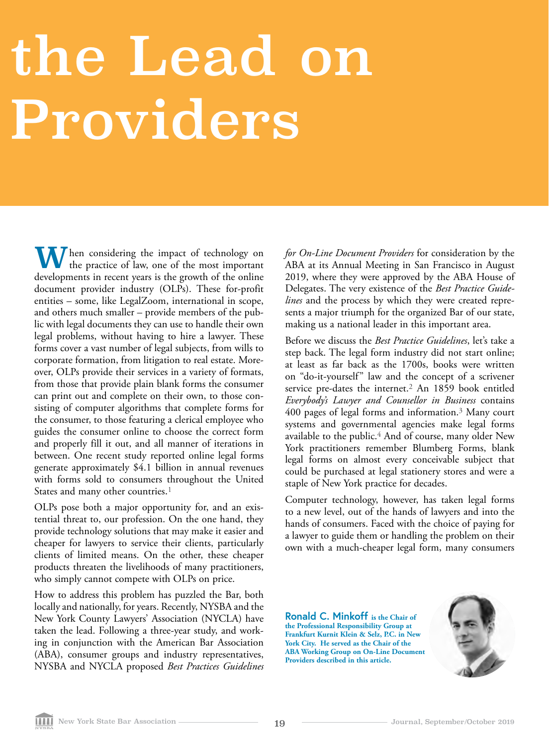# the Lead on Providers

When considering the impact of technology on the practice of law, one of the most important developments in recent years is the growth of the online document provider industry (OLPs). These for-profit entities – some, like LegalZoom, international in scope, and others much smaller – provide members of the public with legal documents they can use to handle their own legal problems, without having to hire a lawyer. These forms cover a vast number of legal subjects, from wills to corporate formation, from litigation to real estate. Moreover, OLPs provide their services in a variety of formats, from those that provide plain blank forms the consumer can print out and complete on their own, to those consisting of computer algorithms that complete forms for the consumer, to those featuring a clerical employee who guides the consumer online to choose the correct form and properly fill it out, and all manner of iterations in between. One recent study reported online legal forms generate approximately $4.1 billion in annual revenues with forms sold to consumers throughout the United States and many other countries.[1]

OLPs pose both a major opportunity for, and an existential threat to, our profession. On the one hand, they provide technology solutions that may make it easier and cheaper for lawyers to service their clients, particularly clients of limited means. On the other, these cheaper products threaten the livelihoods of many practitioners, who simply cannot compete with OLPs on price.

How to address this problem has puzzled the Bar, both locally and nationally, for years. Recently, NYSBA and the New York County Lawyers' Association (NYCLA) have taken the lead. Following a three-year study, and working in conjunction with the American Bar Association (ABA), consumer groups and industry representatives, NYSBA and NYCLA proposed *Best Practices Guidelines for On-Line Document Providers* for consideration by the ABA at its Annual Meeting in San Francisco in August 2019, where they were approved by the ABA House of Delegates. The very existence of the *Best Practice Guidelines* and the process by which they were created represents a major triumph for the organized Bar of our state, making us a national leader in this important area.

Before we discuss the *Best Practice Guidelines*, let's take a step back. The legal form industry did not start online; at least as far back as the 1700s, books were written on "do-it-yourself" law and the concept of a scrivener service pre-dates the internet.[2] An 1859 book entitled *Everybody's Lawyer and Counsellor in Business* contains 400 pages of legal forms and information.[3] Many court systems and governmental agencies make legal forms available to the public.[4] And of course, many older New York practitioners remember Blumberg Forms, blank legal forms on almost every conceivable subject that could be purchased at legal stationery stores and were a staple of New York practice for decades.

Computer technology, however, has taken legal forms to a new level, out of the hands of lawyers and into the hands of consumers. Faced with the choice of paying for a lawyer to guide them or handling the problem on their own with a much-cheaper legal form, many consumers

**Ronald C. Minkoff** is the Chair of the Professional Responsibility Group at Frankfurt Kurnit Klein & Selz, P.C. in New York City. He served as the Chair of the ABA Working Group on On-Line Document Providers described in this article.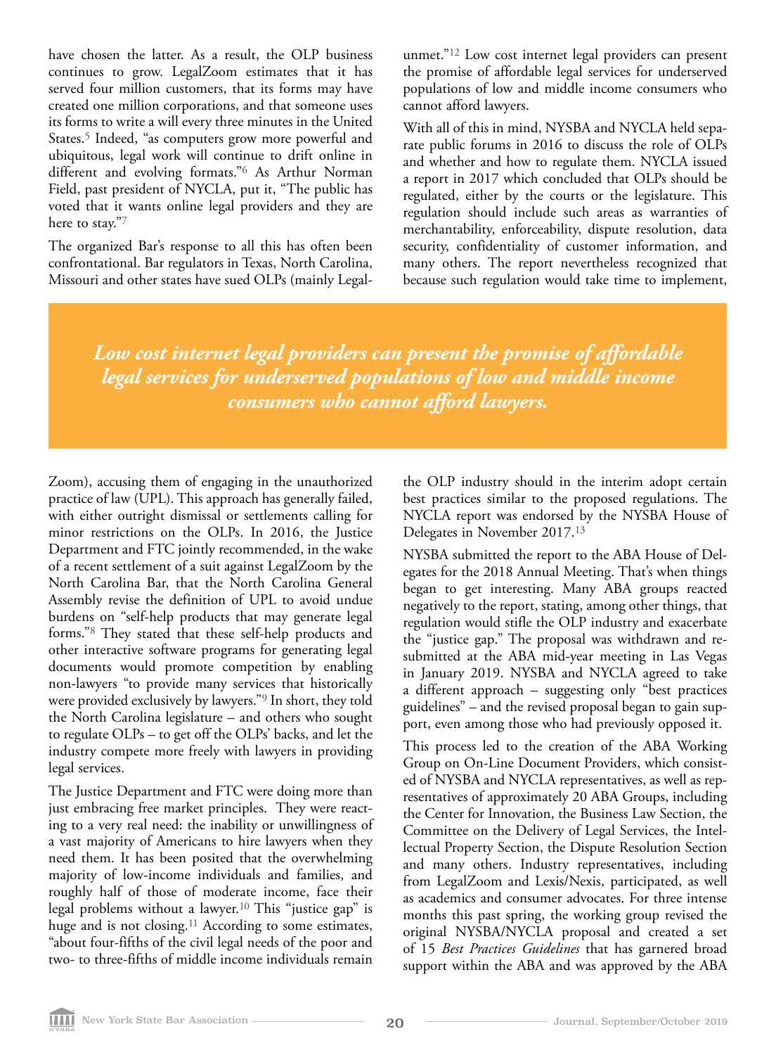have chosen the latter. As a result, the OLP business continues to grow. LegalZoom estimates that it has served four million customers, that its forms may have created one million corporations, and that someone uses its forms to write a will every three minutes in the United States.[5] Indeed, "as computers grow more powerful and ubiquitous, legal work will continue to drift online in different and evolving formats."[6] As Arthur Norman Field, past president of NYCLA, put it, "The public has voted that it wants online legal providers and they are here to stay."[7]

The organized Bar's response to all this has often been confrontational. Bar regulators in Texas, North Carolina, Missouri and other states have sued OLPs (mainly LegalZoom), accusing them of engaging in the unauthorized practice of law (UPL). This approach has generally failed, with either outright dismissal or settlements calling for minor restrictions on the OLPs. In 2016, the Justice Department and FTC jointly recommended, in the wake of a recent settlement of a suit against LegalZoom by the North Carolina Bar, that the North Carolina General Assembly revise the definition of UPL to avoid undue burdens on "self-help products that may generate legal forms."[8] They stated that these self-help products and other interactive software programs for generating legal documents would promote competition by enabling non-lawyers "to provide many services that historically were provided exclusively by lawyers."[9] In short, they told the North Carolina legislature – and others who sought to regulate OLPs – to get off the OLPs' backs, and let the industry compete more freely with lawyers in providing legal services.

The Justice Department and FTC were doing more than just embracing free market principles. They were reacting to a very real need: the inability or unwillingness of a vast majority of Americans to hire lawyers when they need them. It has been posited that the overwhelming majority of low-income individuals and families, and roughly half of those of moderate income, face their legal problems without a lawyer.[10] This "justice gap" is huge and is not closing.[11] According to some estimates, "about four-fifths of the civil legal needs of the poor and two- to three-fifths of middle income individuals remain unmet."[12] Low cost internet legal providers can present the promise of affordable legal services for underserved populations of low and middle income consumers who cannot afford lawyers.

With all of this in mind, NYSBA and NYCLA held separate public forums in 2016 to discuss the role of OLPs and whether and how to regulate them. NYCLA issued a report in 2017 which concluded that OLPs should be regulated, either by the courts or the legislature. This regulation should include such areas as warranties of merchantability, enforceability, dispute resolution, data security, confidentiality of customer information, and many others. The report nevertheless recognized that because such regulation would take time to implement, the OLP industry should in the interim adopt certain best practices similar to the proposed regulations. The NYCLA report was endorsed by the NYSBA House of Delegates in November 2017.[13]

> ***Low cost internet legal providers can present the promise of affordable legal services for underserved populations of low and middle income consumers who cannot afford lawyers.***

NYSBA submitted the report to the ABA House of Delegates for the 2018 Annual Meeting. That's when things began to get interesting. Many ABA groups reacted negatively to the report, stating, among other things, that regulation would stifle the OLP industry and exacerbate the "justice gap." The proposal was withdrawn and resubmitted at the ABA mid-year meeting in Las Vegas in January 2019. NYSBA and NYCLA agreed to take a different approach – suggesting only "best practices guidelines" – and the revised proposal began to gain support, even among those who had previously opposed it.

This process led to the creation of the ABA Working Group on On-Line Document Providers, which consisted of NYSBA and NYCLA representatives, as well as representatives of approximately 20 ABA Groups, including the Center for Innovation, the Business Law Section, the Committee on the Delivery of Legal Services, the Intellectual Property Section, the Dispute Resolution Section and many others. Industry representatives, including from LegalZoom and Lexis/Nexis, participated, as well as academics and consumer advocates. For three intense months this past spring, the working group revised the original NYSBA/NYCLA proposal and created a set of 15 *Best Practices Guidelines* that has garnered broad support within the ABA and was approved by the ABA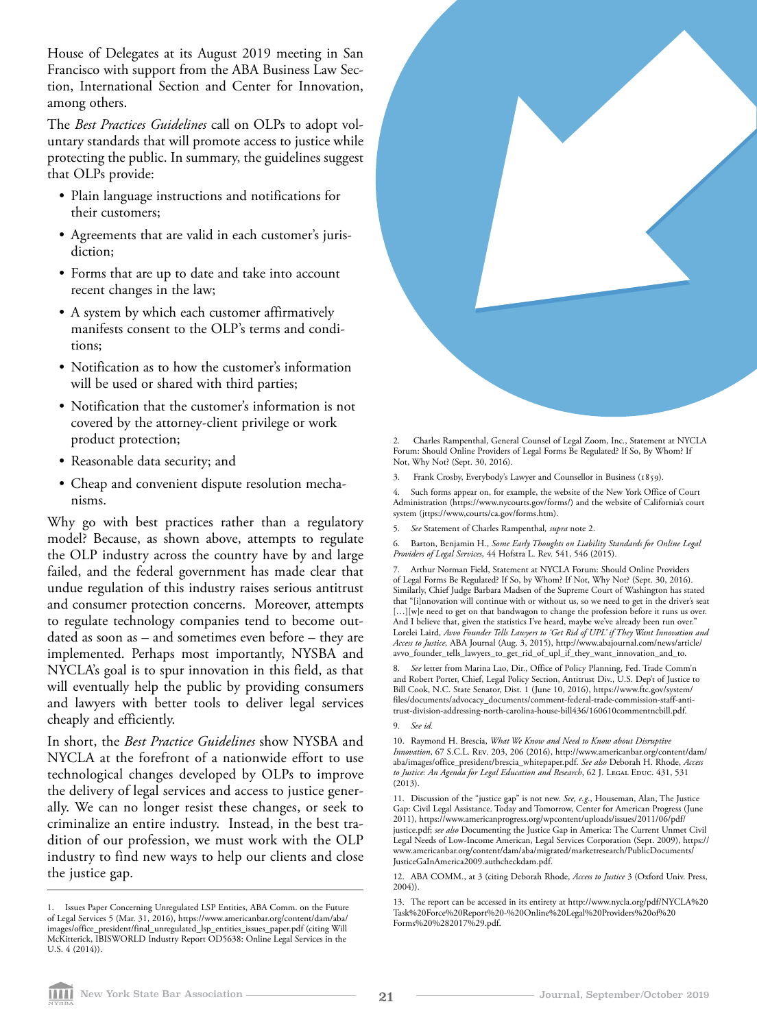House of Delegates at its August 2019 meeting in San Francisco with support from the ABA Business Law Section, International Section and Center for Innovation, among others.

The *Best Practices Guidelines* call on OLPs to adopt voluntary standards that will promote access to justice while protecting the public. In summary, the guidelines suggest that OLPs provide:

- Plain language instructions and notifications for their customers;
- Agreements that are valid in each customer's jurisdiction;
- Forms that are up to date and take into account recent changes in the law;
- A system by which each customer affirmatively manifests consent to the OLP's terms and conditions;
- Notification as to how the customer's information will be used or shared with third parties;
- Notification that the customer's information is not covered by the attorney-client privilege or work product protection;
- Reasonable data security; and
- Cheap and convenient dispute resolution mechanisms.

Why go with best practices rather than a regulatory model? Because, as shown above, attempts to regulate the OLP industry across the country have by and large failed, and the federal government has made clear that undue regulation of this industry raises serious antitrust and consumer protection concerns. Moreover, attempts to regulate technology companies tend to become outdated as soon as – and sometimes even before – they are implemented. Perhaps most importantly, NYSBA and NYCLA's goal is to spur innovation in this field, as that will eventually help the public by providing consumers and lawyers with better tools to deliver legal services cheaply and efficiently.

In short, the *Best Practice Guidelines* show NYSBA and NYCLA at the forefront of a nationwide effort to use technological changes developed by OLPs to improve the delivery of legal services and access to justice generally. We can no longer resist these changes, or seek to criminalize an entire industry. Instead, in the best tradition of our profession, we must work with the OLP industry to find new ways to help our clients and close the justice gap.

---

1. Issues Paper Concerning Unregulated LSP Entities, ABA Comm. on the Future of Legal Services 5 (Mar. 31, 2016), https://www.americanbar.org/content/dam/aba/images/office_president/final_unregulated_lsp_entities_issues_paper.pdf (citing Will McKitterick, IBISWORLD Industry Report OD5638: Online Legal Services in the U.S. 4 (2014)).

2. Charles Rampenthal, General Counsel of Legal Zoom, Inc., Statement at NYCLA Forum: Should Online Providers of Legal Forms Be Regulated? If So, By Whom? If Not, Why Not? (Sept. 30, 2016).

3. Frank Crosby, Everybody's Lawyer and Counsellor in Business (1859).

4. Such forms appear on, for example, the website of the New York Office of Court Administration (https://www.nycourts.gov/forms/) and the website of California's court system (jttps://www,courts/ca.gov/forms.htm).

5. *See* Statement of Charles Rampenthal*, supra* note 2.

6. Barton, Benjamin H., *Some Early Thoughts on Liability Standards for Online Legal Providers of Legal Services*, 44 Hofstra L. Rev. 541, 546 (2015).

7. Arthur Norman Field, Statement at NYCLA Forum: Should Online Providers of Legal Forms Be Regulated? If So, by Whom? If Not, Why Not? (Sept. 30, 2016). Similarly, Chief Judge Barbara Madsen of the Supreme Court of Washington has stated that "[i]nnovation will continue with or without us, so we need to get in the driver's seat […][w]e need to get on that bandwagon to change the profession before it runs us over. And I believe that, given the statistics I've heard, maybe we've already been run over." Lorelei Laird, *Avvo Founder Tells Lawyers to 'Get Rid of UPL' if They Want Innovation and Access to Justice,* ABA Journal (Aug. 3, 2015), http://www.abajournal.com/news/article/avvo_founder_tells_lawyers_to_get_rid_of_upl_if_they_want_innovation_and_to.

8. *See* letter from Marina Lao, Dir., Office of Policy Planning, Fed. Trade Comm'n and Robert Porter, Chief, Legal Policy Section, Antitrust Div., U.S. Dep't of Justice to Bill Cook, N.C. State Senator, Dist. 1 (June 10, 2016), https://www.ftc.gov/system/files/documents/advocacy_documents/comment-federal-trade-commission-staff-antitrust-division-addressing-north-carolina-house-bill436/160610commentncbill.pdf.

9. *See id.*

10. Raymond H. Brescia, *What We Know and Need to Know about Disruptive Innovation*, 67 S.C.L. Rev. 203, 206 (2016), http://www.americanbar.org/content/dam/aba/images/office_president/brescia_whitepaper.pdf. *See also* Deborah H. Rhode, *Access to Justice: An Agenda for Legal Education and Research*, 62 J. Legal Educ. 431, 531 (2013).

11. Discussion of the "justice gap" is not new. *See, e.g.*, Houseman, Alan, The Justice Gap: Civil Legal Assistance. Today and Tomorrow, Center for American Progress (June 2011), https://www.americanprogress.org/wpcontent/uploads/issues/2011/06/pdf/justice.pdf; *see also* Documenting the Justice Gap in America: The Current Unmet Civil Legal Needs of Low-Income American, Legal Services Corporation (Sept. 2009), https://www.americanbar.org/content/dam/aba/migrated/marketresearch/PublicDocuments/JusticeGaInAmerica2009.authcheckdam.pdf.

12. ABA COMM., at 3 (citing Deborah Rhode, *Access to Justice* 3 (Oxford Univ. Press, 2004)).

13. The report can be accessed in its entirety at http://www.nycla.org/pdf/NYCLA%20Task%20Force%20Report%20-%20Online%20Legal%20Providers%20of%20Forms%20%282017%29.pdf.